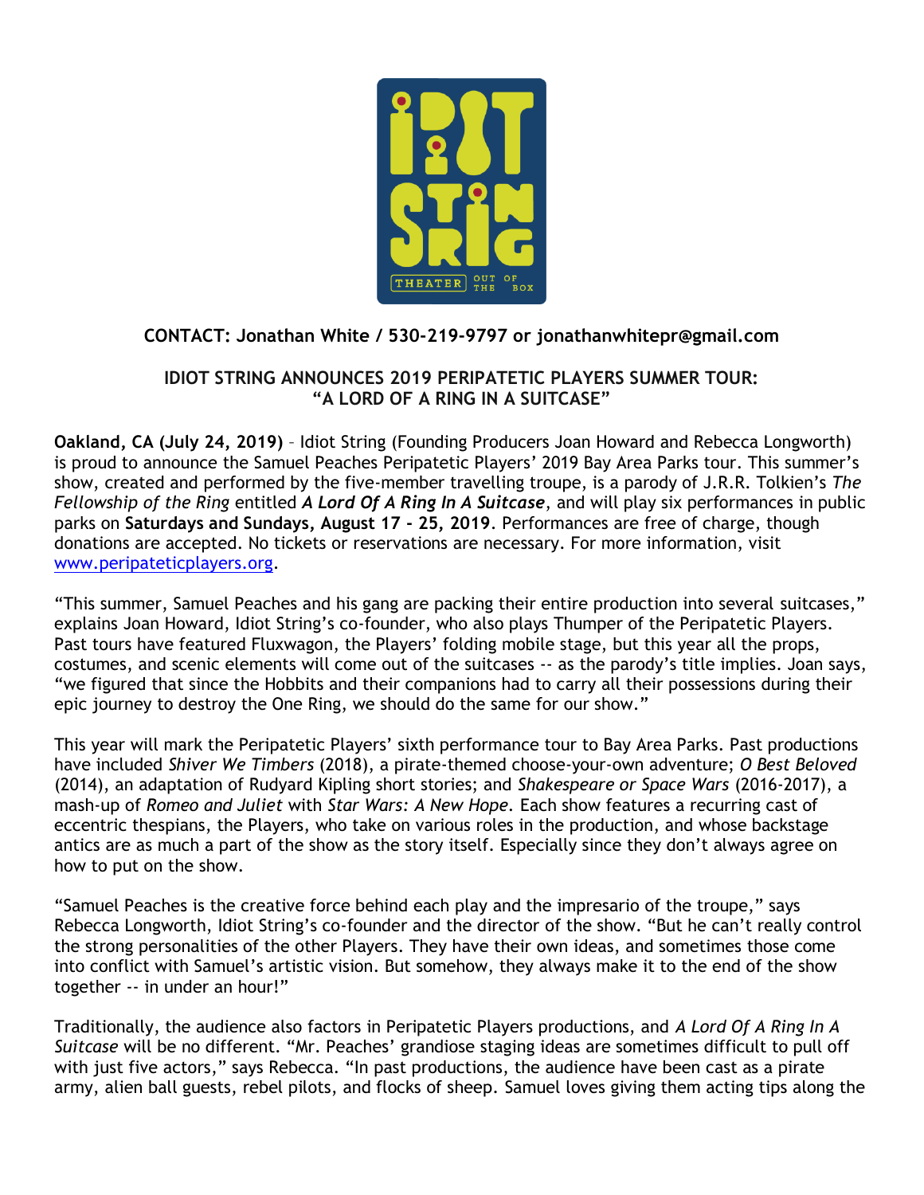**CONTACT: Jonathan White / 530-219-9797 or jonathanwhitepr@gmail.com**

**IDIOT STRING ANNOUNCES 2019 PERIPATETIC PLAYERS SUMMER TOUR: "A LORD OF A RING IN A SUITCASE"**

**Oakland, CA (July 24, 2019)** – Idiot String (Founding Producers Joan Howard and Rebecca Longworth) is proud to announce the Samuel Peaches Peripatetic Players' 2019 Bay Area Parks tour. This summer's show, created and performed by the five-member travelling troupe, is a parody of J.R.R. Tolkien's *The Fellowship of the Ring* entitled ***A Lord Of A Ring In A Suitcase***, and will play six performances in public parks on **Saturdays and Sundays, August 17 - 25, 2019**. Performances are free of charge, though donations are accepted. No tickets or reservations are necessary. For more information, visit www.peripateticplayers.org.

"This summer, Samuel Peaches and his gang are packing their entire production into several suitcases," explains Joan Howard, Idiot String's co-founder, who also plays Thumper of the Peripatetic Players. Past tours have featured Fluxwagon, the Players' folding mobile stage, but this year all the props, costumes, and scenic elements will come out of the suitcases -- as the parody's title implies. Joan says, "we figured that since the Hobbits and their companions had to carry all their possessions during their epic journey to destroy the One Ring, we should do the same for our show."

This year will mark the Peripatetic Players' sixth performance tour to Bay Area Parks. Past productions have included *Shiver We Timbers* (2018), a pirate-themed choose-your-own adventure; *O Best Beloved* (2014), an adaptation of Rudyard Kipling short stories; and *Shakespeare or Space Wars* (2016-2017), a mash-up of *Romeo and Juliet* with *Star Wars: A New Hope*. Each show features a recurring cast of eccentric thespians, the Players, who take on various roles in the production, and whose backstage antics are as much a part of the show as the story itself. Especially since they don't always agree on how to put on the show.

"Samuel Peaches is the creative force behind each play and the impresario of the troupe," says Rebecca Longworth, Idiot String's co-founder and the director of the show. "But he can't really control the strong personalities of the other Players. They have their own ideas, and sometimes those come into conflict with Samuel's artistic vision. But somehow, they always make it to the end of the show together -- in under an hour!"

Traditionally, the audience also factors in Peripatetic Players productions, and *A Lord Of A Ring In A Suitcase* will be no different. "Mr. Peaches' grandiose staging ideas are sometimes difficult to pull off with just five actors," says Rebecca. "In past productions, the audience have been cast as a pirate army, alien ball guests, rebel pilots, and flocks of sheep. Samuel loves giving them acting tips along the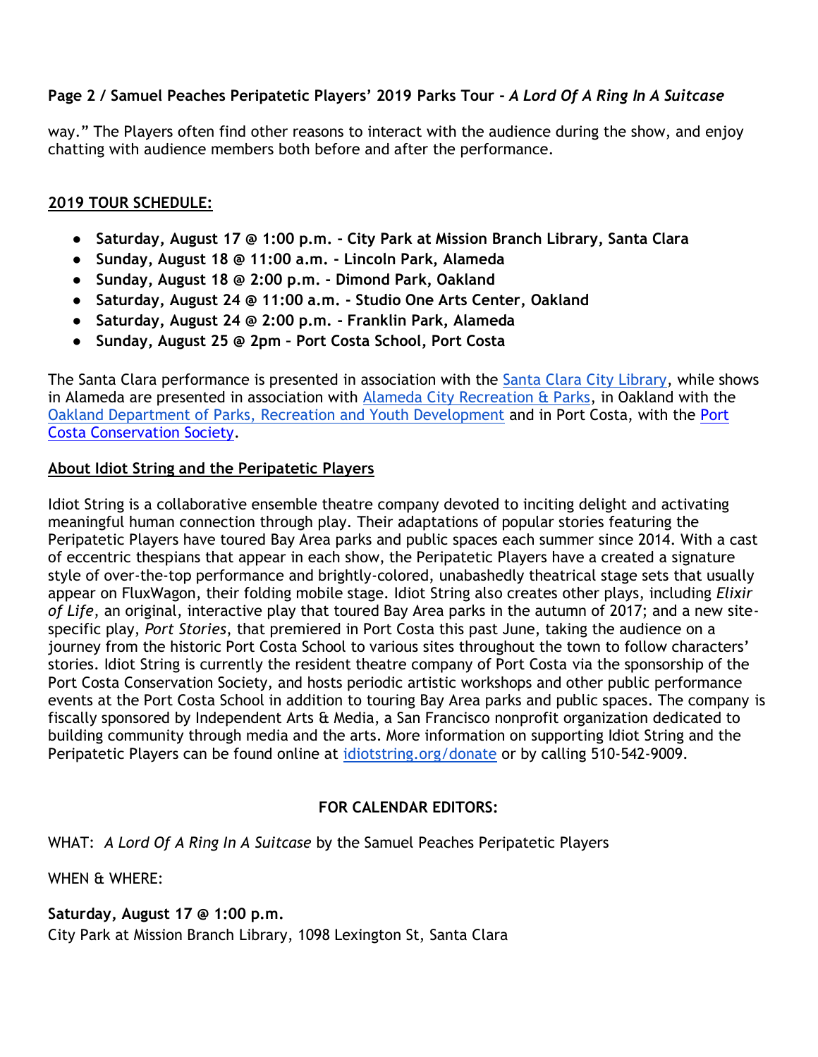way." The Players often find other reasons to interact with the audience during the show, and enjoy chatting with audience members both before and after the performance.

## 2019 TOUR SCHEDULE:

- **Saturday, August 17 @ 1:00 p.m. - City Park at Mission Branch Library, Santa Clara**
- **Sunday, August 18 @ 11:00 a.m. - Lincoln Park, Alameda**
- **Sunday, August 18 @ 2:00 p.m. - Dimond Park, Oakland**
- **Saturday, August 24 @ 11:00 a.m. - Studio One Arts Center, Oakland**
- **Saturday, August 24 @ 2:00 p.m. - Franklin Park, Alameda**
- **Sunday, August 25 @ 2pm – Port Costa School, Port Costa**

The Santa Clara performance is presented in association with the Santa Clara City Library, while shows in Alameda are presented in association with Alameda City Recreation & Parks, in Oakland with the Oakland Department of Parks, Recreation and Youth Development and in Port Costa, with the Port Costa Conservation Society.

## About Idiot String and the Peripatetic Players

Idiot String is a collaborative ensemble theatre company devoted to inciting delight and activating meaningful human connection through play. Their adaptations of popular stories featuring the Peripatetic Players have toured Bay Area parks and public spaces each summer since 2014. With a cast of eccentric thespians that appear in each show, the Peripatetic Players have a created a signature style of over-the-top performance and brightly-colored, unabashedly theatrical stage sets that usually appear on FluxWagon, their folding mobile stage. Idiot String also creates other plays, including *Elixir of Life*, an original, interactive play that toured Bay Area parks in the autumn of 2017; and a new site-specific play, *Port Stories*, that premiered in Port Costa this past June, taking the audience on a journey from the historic Port Costa School to various sites throughout the town to follow characters' stories. Idiot String is currently the resident theatre company of Port Costa via the sponsorship of the Port Costa Conservation Society, and hosts periodic artistic workshops and other public performance events at the Port Costa School in addition to touring Bay Area parks and public spaces. The company is fiscally sponsored by Independent Arts & Media, a San Francisco nonprofit organization dedicated to building community through media and the arts. More information on supporting Idiot String and the Peripatetic Players can be found online at idiotstring.org/donate or by calling 510-542-9009.

**FOR CALENDAR EDITORS:**

WHAT: *A Lord Of A Ring In A Suitcase* by the Samuel Peaches Peripatetic Players

WHEN & WHERE:

**Saturday, August 17 @ 1:00 p.m.**
City Park at Mission Branch Library, 1098 Lexington St, Santa Clara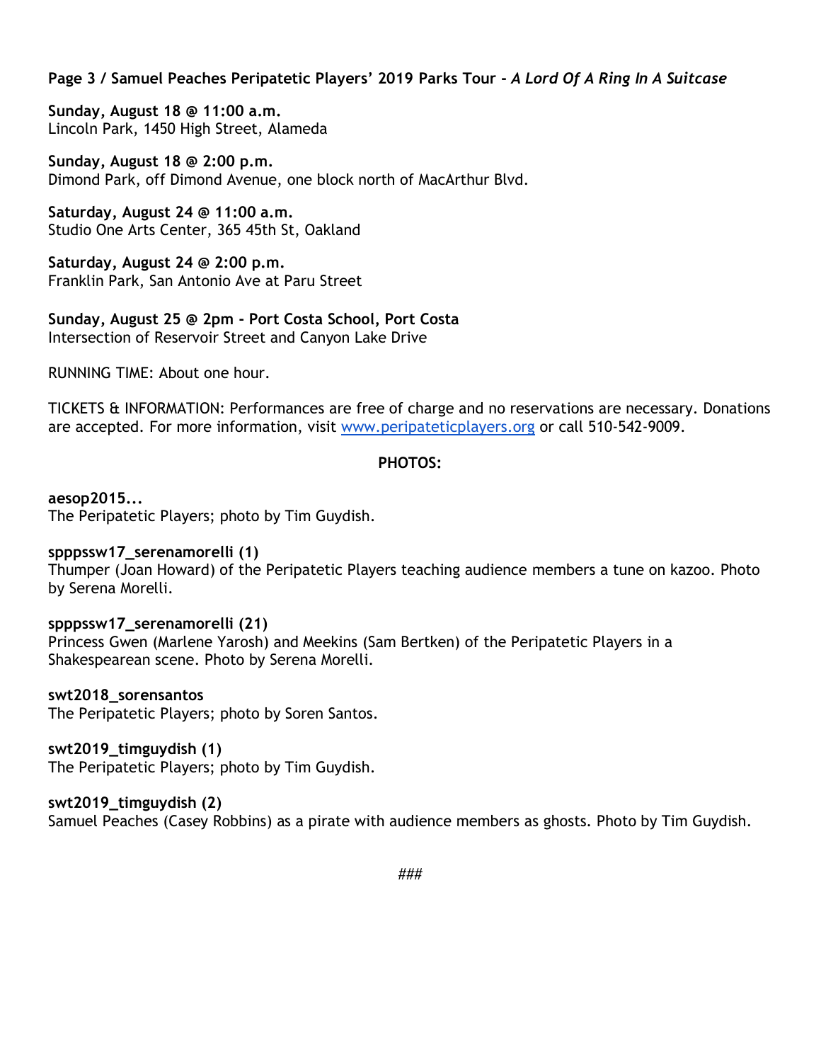**Page 3 / Samuel Peaches Peripatetic Players' 2019 Parks Tour -** ***A Lord Of A Ring In A Suitcase***

**Sunday, August 18 @ 11:00 a.m.**
Lincoln Park, 1450 High Street, Alameda

**Sunday, August 18 @ 2:00 p.m.**
Dimond Park, off Dimond Avenue, one block north of MacArthur Blvd.

**Saturday, August 24 @ 11:00 a.m.**
Studio One Arts Center, 365 45th St, Oakland

**Saturday, August 24 @ 2:00 p.m.**
Franklin Park, San Antonio Ave at Paru Street

**Sunday, August 25 @ 2pm - Port Costa School, Port Costa**
Intersection of Reservoir Street and Canyon Lake Drive

RUNNING TIME: About one hour.

TICKETS & INFORMATION: Performances are free of charge and no reservations are necessary. Donations are accepted. For more information, visit [www.peripateticplayers.org](http://www.peripateticplayers.org) or call 510-542-9009.

**PHOTOS:**

**aesop2015...**
The Peripatetic Players; photo by Tim Guydish.

**spppssw17_serenamorelli (1)**
Thumper (Joan Howard) of the Peripatetic Players teaching audience members a tune on kazoo. Photo by Serena Morelli.

**spppssw17_serenamorelli (21)**
Princess Gwen (Marlene Yarosh) and Meekins (Sam Bertken) of the Peripatetic Players in a Shakespearean scene. Photo by Serena Morelli.

**swt2018_sorensantos**
The Peripatetic Players; photo by Soren Santos.

**swt2019_timguydish (1)**
The Peripatetic Players; photo by Tim Guydish.

**swt2019_timguydish (2)**
Samuel Peaches (Casey Robbins) as a pirate with audience members as ghosts. Photo by Tim Guydish.

###